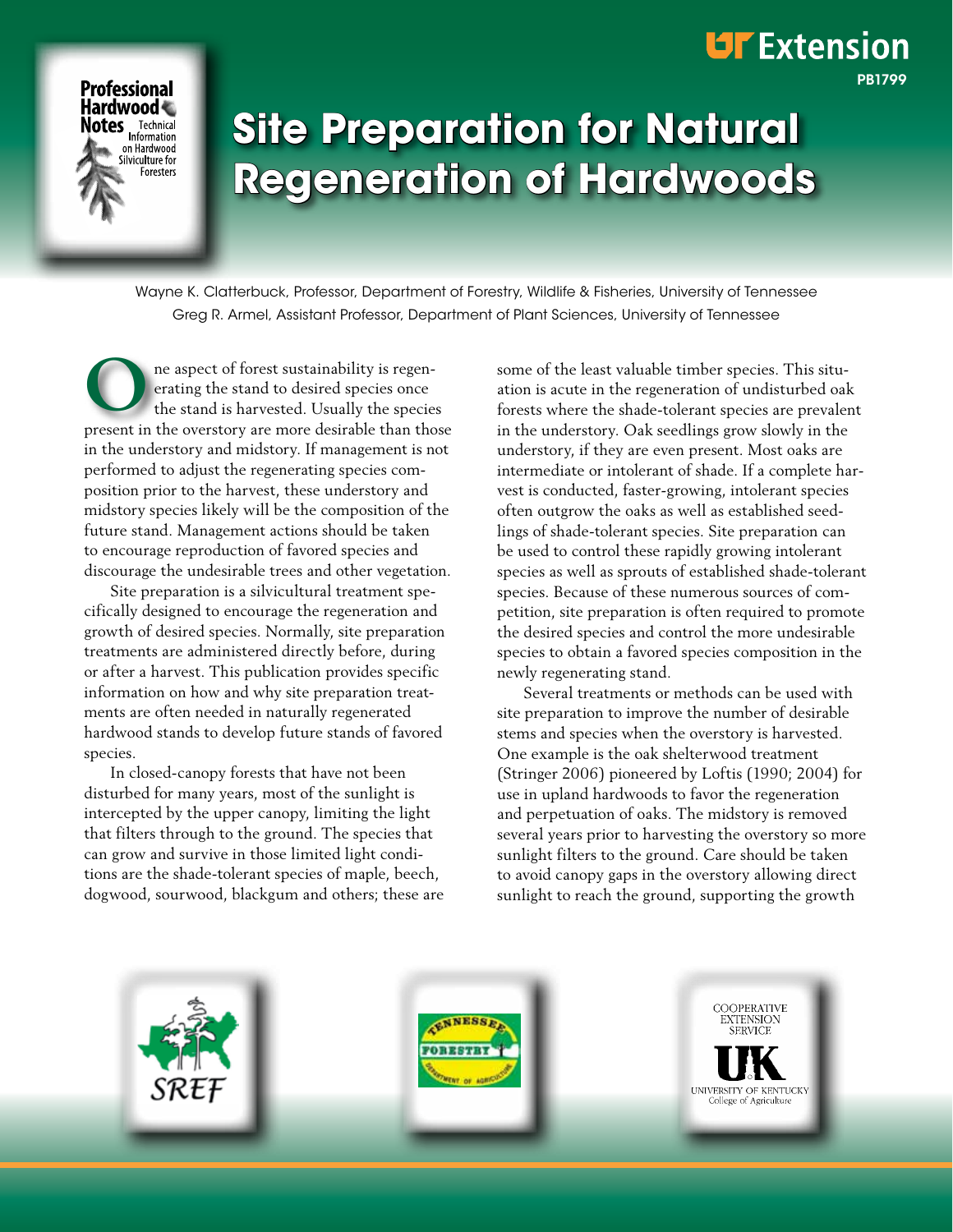Professional Hardwood Notes — Technical Information on Hardwood Silviculture for Foresters

UT Extension

PB1799

# Site Preparation for Natural Regeneration of Hardwoods

Wayne K. Clatterbuck, Professor, Department of Forestry, Wildlife & Fisheries, University of Tennessee
Greg R. Armel, Assistant Professor, Department of Plant Sciences, University of Tennessee

One aspect of forest sustainability is regenerating the stand to desired species once the stand is harvested. Usually the species present in the overstory are more desirable than those in the understory and midstory. If management is not performed to adjust the regenerating species composition prior to the harvest, these understory and midstory species likely will be the composition of the future stand. Management actions should be taken to encourage reproduction of favored species and discourage the undesirable trees and other vegetation.

Site preparation is a silvicultural treatment specifically designed to encourage the regeneration and growth of desired species. Normally, site preparation treatments are administered directly before, during or after a harvest. This publication provides specific information on how and why site preparation treatments are often needed in naturally regenerated hardwood stands to develop future stands of favored species.

In closed-canopy forests that have not been disturbed for many years, most of the sunlight is intercepted by the upper canopy, limiting the light that filters through to the ground. The species that can grow and survive in those limited light conditions are the shade-tolerant species of maple, beech, dogwood, sourwood, blackgum and others; these are some of the least valuable timber species. This situation is acute in the regeneration of undisturbed oak forests where the shade-tolerant species are prevalent in the understory. Oak seedlings grow slowly in the understory, if they are even present. Most oaks are intermediate or intolerant of shade. If a complete harvest is conducted, faster-growing, intolerant species often outgrow the oaks as well as established seedlings of shade-tolerant species. Site preparation can be used to control these rapidly growing intolerant species as well as sprouts of established shade-tolerant species. Because of these numerous sources of competition, site preparation is often required to promote the desired species and control the more undesirable species to obtain a favored species composition in the newly regenerating stand.

Several treatments or methods can be used with site preparation to improve the number of desirable stems and species when the overstory is harvested. One example is the oak shelterwood treatment (Stringer 2006) pioneered by Loftis (1990; 2004) for use in upland hardwoods to favor the regeneration and perpetuation of oaks. The midstory is removed several years prior to harvesting the overstory so more sunlight filters to the ground. Care should be taken to avoid canopy gaps in the overstory allowing direct sunlight to reach the ground, supporting the growth

SREF

Tennessee Forestry — Department of Agriculture

Cooperative Extension Service — UK University of Kentucky College of Agriculture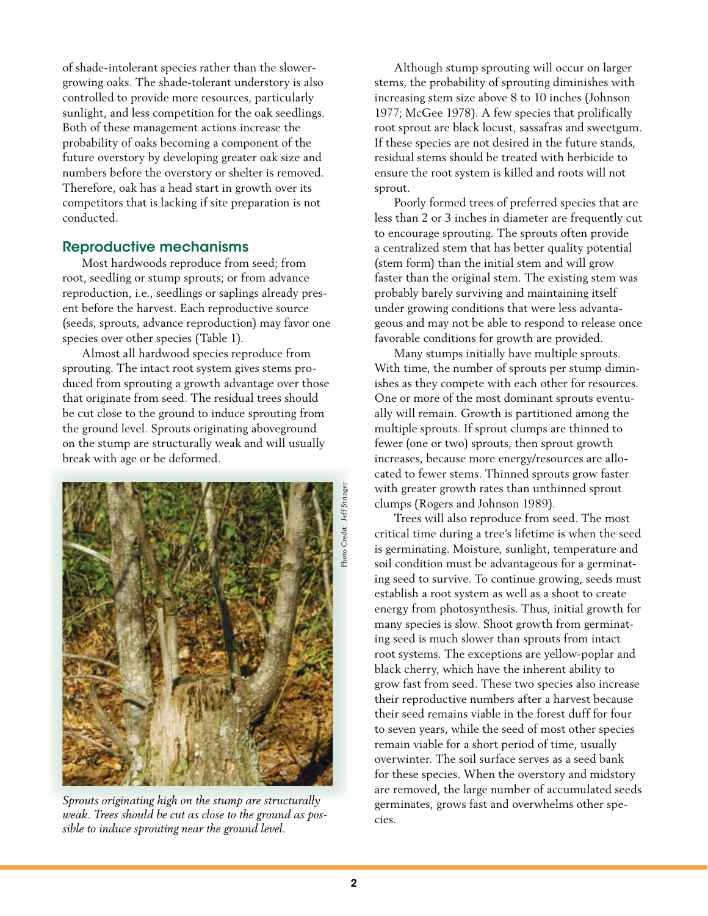of shade-intolerant species rather than the slower-growing oaks. The shade-tolerant understory is also controlled to provide more resources, particularly sunlight, and less competition for the oak seedlings. Both of these management actions increase the probability of oaks becoming a component of the future overstory by developing greater oak size and numbers before the overstory or shelter is removed. Therefore, oak has a head start in growth over its competitors that is lacking if site preparation is not conducted.

## Reproductive mechanisms

Most hardwoods reproduce from seed; from root, seedling or stump sprouts; or from advance reproduction, i.e., seedlings or saplings already present before the harvest. Each reproductive source (seeds, sprouts, advance reproduction) may favor one species over other species (Table 1).

Almost all hardwood species reproduce from sprouting. The intact root system gives stems produced from sprouting a growth advantage over those that originate from seed. The residual trees should be cut close to the ground to induce sprouting from the ground level. Sprouts originating aboveground on the stump are structurally weak and will usually break with age or be deformed.

Photo Credit: Jeff Stringer

*Sprouts originating high on the stump are structurally weak. Trees should be cut as close to the ground as possible to induce sprouting near the ground level.*

Although stump sprouting will occur on larger stems, the probability of sprouting diminishes with increasing stem size above 8 to 10 inches (Johnson 1977; McGee 1978). A few species that prolifically root sprout are black locust, sassafras and sweetgum. If these species are not desired in the future stands, residual stems should be treated with herbicide to ensure the root system is killed and roots will not sprout.

Poorly formed trees of preferred species that are less than 2 or 3 inches in diameter are frequently cut to encourage sprouting. The sprouts often provide a centralized stem that has better quality potential (stem form) than the initial stem and will grow faster than the original stem. The existing stem was probably barely surviving and maintaining itself under growing conditions that were less advantageous and may not be able to respond to release once favorable conditions for growth are provided.

Many stumps initially have multiple sprouts. With time, the number of sprouts per stump diminishes as they compete with each other for resources. One or more of the most dominant sprouts eventually will remain. Growth is partitioned among the multiple sprouts. If sprout clumps are thinned to fewer (one or two) sprouts, then sprout growth increases, because more energy/resources are allocated to fewer stems. Thinned sprouts grow faster with greater growth rates than unthinned sprout clumps (Rogers and Johnson 1989).

Trees will also reproduce from seed. The most critical time during a tree's lifetime is when the seed is germinating. Moisture, sunlight, temperature and soil condition must be advantageous for a germinating seed to survive. To continue growing, seeds must establish a root system as well as a shoot to create energy from photosynthesis. Thus, initial growth for many species is slow. Shoot growth from germinating seed is much slower than sprouts from intact root systems. The exceptions are yellow-poplar and black cherry, which have the inherent ability to grow fast from seed. These two species also increase their reproductive numbers after a harvest because their seed remains viable in the forest duff for four to seven years, while the seed of most other species remain viable for a short period of time, usually overwinter. The soil surface serves as a seed bank for these species. When the overstory and midstory are removed, the large number of accumulated seeds germinates, grows fast and overwhelms other species.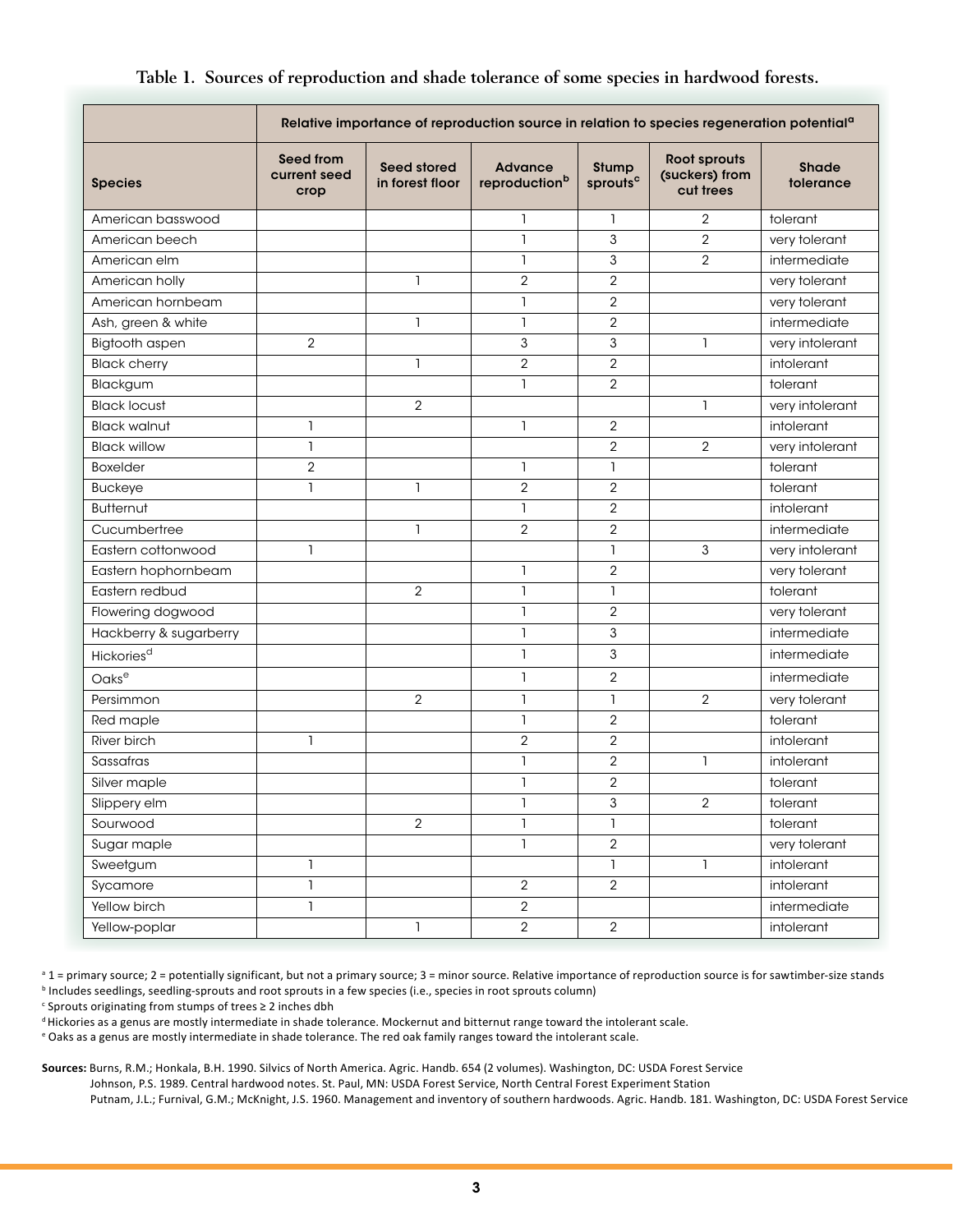**Table 1. Sources of reproduction and shade tolerance of some species in hardwood forests.**

| Species | Relative importance of reproduction source in relation to species regeneration potential[a] | | | | | |
|---|---|---|---|---|---|---|
| | Seed from current seed crop | Seed stored in forest floor | Advance reproduction[b] | Stump sprouts[c] | Root sprouts (suckers) from cut trees | Shade tolerance |
| American basswood | | | 1 | 1 | 2 | tolerant |
| American beech | | | 1 | 3 | 2 | very tolerant |
| American elm | | | 1 | 3 | 2 | intermediate |
| American holly | | 1 | 2 | 2 | | very tolerant |
| American hornbeam | | | 1 | 2 | | very tolerant |
| Ash, green & white | | 1 | 1 | 2 | | intermediate |
| Bigtooth aspen | 2 | | 3 | 3 | 1 | very intolerant |
| Black cherry | | 1 | 2 | 2 | | intolerant |
| Blackgum | | | 1 | 2 | | tolerant |
| Black locust | | 2 | | | 1 | very intolerant |
| Black walnut | 1 | | 1 | 2 | | intolerant |
| Black willow | 1 | | | 2 | 2 | very intolerant |
| Boxelder | 2 | | 1 | 1 | | tolerant |
| Buckeye | 1 | 1 | 2 | 2 | | tolerant |
| Butternut | | | 1 | 2 | | intolerant |
| Cucumbertree | | 1 | 2 | 2 | | intermediate |
| Eastern cottonwood | 1 | | | 1 | 3 | very intolerant |
| Eastern hophornbeam | | | 1 | 2 | | very tolerant |
| Eastern redbud | | 2 | 1 | 1 | | tolerant |
| Flowering dogwood | | | 1 | 2 | | very tolerant |
| Hackberry & sugarberry | | | 1 | 3 | | intermediate |
| Hickories[d] | | | 1 | 3 | | intermediate |
| Oaks[e] | | | 1 | 2 | | intermediate |
| Persimmon | | 2 | 1 | 1 | 2 | very tolerant |
| Red maple | | | 1 | 2 | | tolerant |
| River birch | 1 | | 2 | 2 | | intolerant |
| Sassafras | | | 1 | 2 | 1 | intolerant |
| Silver maple | | | 1 | 2 | | tolerant |
| Slippery elm | | | 1 | 3 | 2 | tolerant |
| Sourwood | | 2 | 1 | 1 | | tolerant |
| Sugar maple | | | 1 | 2 | | very tolerant |
| Sweetgum | 1 | | | 1 | 1 | intolerant |
| Sycamore | 1 | | 2 | 2 | | intolerant |
| Yellow birch | 1 | | 2 | | | intermediate |
| Yellow-poplar | | 1 | 2 | 2 | | intolerant |

[a] 1 = primary source; 2 = potentially significant, but not a primary source; 3 = minor source. Relative importance of reproduction source is for sawtimber-size stands

[b] Includes seedlings, seedling-sprouts and root sprouts in a few species (i.e., species in root sprouts column)

[c] Sprouts originating from stumps of trees ≥ 2 inches dbh

[d] Hickories as a genus are mostly intermediate in shade tolerance. Mockernut and bitternut range toward the intolerant scale.

[e] Oaks as a genus are mostly intermediate in shade tolerance. The red oak family ranges toward the intolerant scale.

**Sources:** Burns, R.M.; Honkala, B.H. 1990. Silvics of North America. Agric. Handb. 654 (2 volumes). Washington, DC: USDA Forest Service

Johnson, P.S. 1989. Central hardwood notes. St. Paul, MN: USDA Forest Service, North Central Forest Experiment Station

Putnam, J.L.; Furnival, G.M.; McKnight, J.S. 1960. Management and inventory of southern hardwoods. Agric. Handb. 181. Washington, DC: USDA Forest Service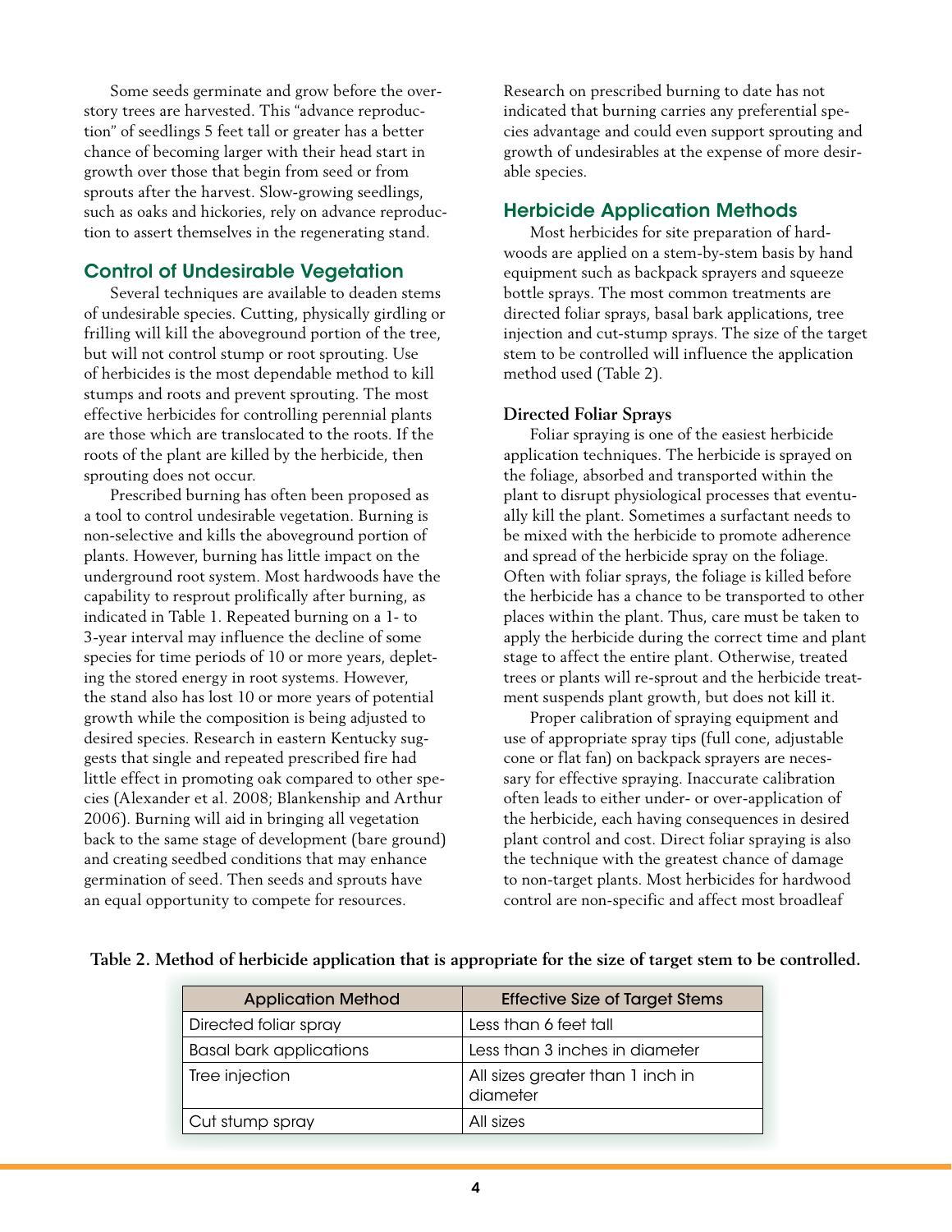Some seeds germinate and grow before the overstory trees are harvested. This "advance reproduction" of seedlings 5 feet tall or greater has a better chance of becoming larger with their head start in growth over those that begin from seed or from sprouts after the harvest. Slow-growing seedlings, such as oaks and hickories, rely on advance reproduction to assert themselves in the regenerating stand.

## Control of Undesirable Vegetation

Several techniques are available to deaden stems of undesirable species. Cutting, physically girdling or frilling will kill the aboveground portion of the tree, but will not control stump or root sprouting. Use of herbicides is the most dependable method to kill stumps and roots and prevent sprouting. The most effective herbicides for controlling perennial plants are those which are translocated to the roots. If the roots of the plant are killed by the herbicide, then sprouting does not occur.

Prescribed burning has often been proposed as a tool to control undesirable vegetation. Burning is non-selective and kills the aboveground portion of plants. However, burning has little impact on the underground root system. Most hardwoods have the capability to resprout prolifically after burning, as indicated in Table 1. Repeated burning on a 1- to 3-year interval may influence the decline of some species for time periods of 10 or more years, depleting the stored energy in root systems. However, the stand also has lost 10 or more years of potential growth while the composition is being adjusted to desired species. Research in eastern Kentucky suggests that single and repeated prescribed fire had little effect in promoting oak compared to other species (Alexander et al. 2008; Blankenship and Arthur 2006). Burning will aid in bringing all vegetation back to the same stage of development (bare ground) and creating seedbed conditions that may enhance germination of seed. Then seeds and sprouts have an equal opportunity to compete for resources. Research on prescribed burning to date has not indicated that burning carries any preferential species advantage and could even support sprouting and growth of undesirables at the expense of more desirable species.

## Herbicide Application Methods

Most herbicides for site preparation of hardwoods are applied on a stem-by-stem basis by hand equipment such as backpack sprayers and squeeze bottle sprays. The most common treatments are directed foliar sprays, basal bark applications, tree injection and cut-stump sprays. The size of the target stem to be controlled will influence the application method used (Table 2).

### Directed Foliar Sprays

Foliar spraying is one of the easiest herbicide application techniques. The herbicide is sprayed on the foliage, absorbed and transported within the plant to disrupt physiological processes that eventually kill the plant. Sometimes a surfactant needs to be mixed with the herbicide to promote adherence and spread of the herbicide spray on the foliage. Often with foliar sprays, the foliage is killed before the herbicide has a chance to be transported to other places within the plant. Thus, care must be taken to apply the herbicide during the correct time and plant stage to affect the entire plant. Otherwise, treated trees or plants will re-sprout and the herbicide treatment suspends plant growth, but does not kill it.

Proper calibration of spraying equipment and use of appropriate spray tips (full cone, adjustable cone or flat fan) on backpack sprayers are necessary for effective spraying. Inaccurate calibration often leads to either under- or over-application of the herbicide, each having consequences in desired plant control and cost. Direct foliar spraying is also the technique with the greatest chance of damage to non-target plants. Most herbicides for hardwood control are non-specific and affect most broadleaf

**Table 2. Method of herbicide application that is appropriate for the size of target stem to be controlled.**

| Application Method | Effective Size of Target Stems |
|---|---|
| Directed foliar spray | Less than 6 feet tall |
| Basal bark applications | Less than 3 inches in diameter |
| Tree injection | All sizes greater than 1 inch in diameter |
| Cut stump spray | All sizes |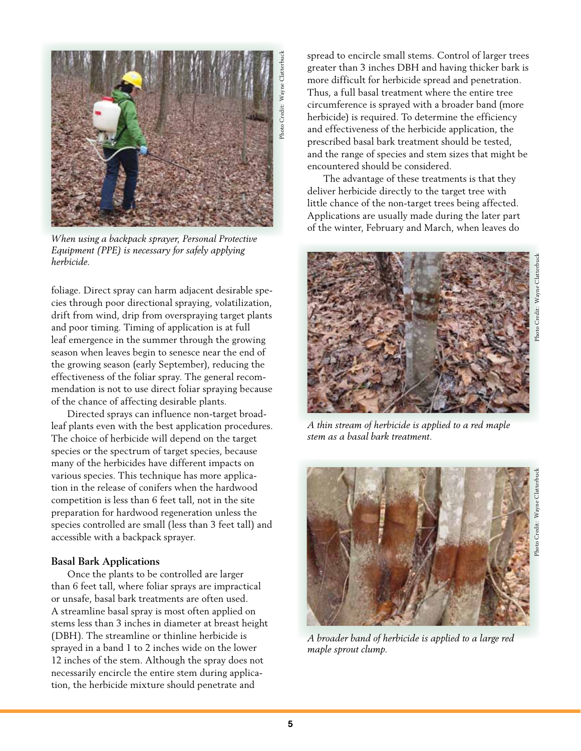*When using a backpack sprayer, Personal Protective Equipment (PPE) is necessary for safely applying herbicide.*

foliage. Direct spray can harm adjacent desirable species through poor directional spraying, volatilization, drift from wind, drip from overspraying target plants and poor timing. Timing of application is at full leaf emergence in the summer through the growing season when leaves begin to senesce near the end of the growing season (early September), reducing the effectiveness of the foliar spray. The general recommendation is not to use direct foliar spraying because of the chance of affecting desirable plants.

Directed sprays can influence non-target broadleaf plants even with the best application procedures. The choice of herbicide will depend on the target species or the spectrum of target species, because many of the herbicides have different impacts on various species. This technique has more application in the release of conifers when the hardwood competition is less than 6 feet tall, not in the site preparation for hardwood regeneration unless the species controlled are small (less than 3 feet tall) and accessible with a backpack sprayer.

### Basal Bark Applications

Once the plants to be controlled are larger than 6 feet tall, where foliar sprays are impractical or unsafe, basal bark treatments are often used. A streamline basal spray is most often applied on stems less than 3 inches in diameter at breast height (DBH). The streamline or thinline herbicide is sprayed in a band 1 to 2 inches wide on the lower 12 inches of the stem. Although the spray does not necessarily encircle the entire stem during application, the herbicide mixture should penetrate and spread to encircle small stems. Control of larger trees greater than 3 inches DBH and having thicker bark is more difficult for herbicide spread and penetration. Thus, a full basal treatment where the entire tree circumference is sprayed with a broader band (more herbicide) is required. To determine the efficiency and effectiveness of the herbicide application, the prescribed basal bark treatment should be tested, and the range of species and stem sizes that might be encountered should be considered.

The advantage of these treatments is that they deliver herbicide directly to the target tree with little chance of the non-target trees being affected. Applications are usually made during the later part of the winter, February and March, when leaves do

*A thin stream of herbicide is applied to a red maple stem as a basal bark treatment.*

*A broader band of herbicide is applied to a large red maple sprout clump.*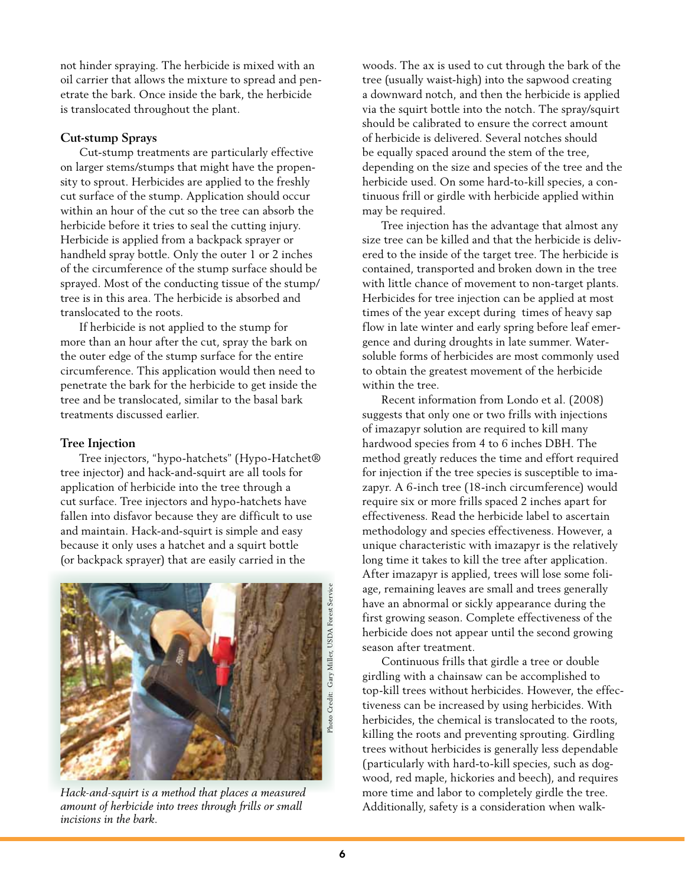not hinder spraying. The herbicide is mixed with an oil carrier that allows the mixture to spread and penetrate the bark. Once inside the bark, the herbicide is translocated throughout the plant.

### Cut-stump Sprays

Cut-stump treatments are particularly effective on larger stems/stumps that might have the propensity to sprout. Herbicides are applied to the freshly cut surface of the stump. Application should occur within an hour of the cut so the tree can absorb the herbicide before it tries to seal the cutting injury. Herbicide is applied from a backpack sprayer or handheld spray bottle. Only the outer 1 or 2 inches of the circumference of the stump surface should be sprayed. Most of the conducting tissue of the stump/tree is in this area. The herbicide is absorbed and translocated to the roots.

If herbicide is not applied to the stump for more than an hour after the cut, spray the bark on the outer edge of the stump surface for the entire circumference. This application would then need to penetrate the bark for the herbicide to get inside the tree and be translocated, similar to the basal bark treatments discussed earlier.

### Tree Injection

Tree injectors, "hypo-hatchets" (Hypo-Hatchet® tree injector) and hack-and-squirt are all tools for application of herbicide into the tree through a cut surface. Tree injectors and hypo-hatchets have fallen into disfavor because they are difficult to use and maintain. Hack-and-squirt is simple and easy because it only uses a hatchet and a squirt bottle (or backpack sprayer) that are easily carried in the woods. The ax is used to cut through the bark of the tree (usually waist-high) into the sapwood creating a downward notch, and then the herbicide is applied via the squirt bottle into the notch. The spray/squirt should be calibrated to ensure the correct amount of herbicide is delivered. Several notches should be equally spaced around the stem of the tree, depending on the size and species of the tree and the herbicide used. On some hard-to-kill species, a continuous frill or girdle with herbicide applied within may be required.

*Hack-and-squirt is a method that places a measured amount of herbicide into trees through frills or small incisions in the bark.*

Photo Credit: Gary Miller, USDA Forest Service

Tree injection has the advantage that almost any size tree can be killed and that the herbicide is delivered to the inside of the target tree. The herbicide is contained, transported and broken down in the tree with little chance of movement to non-target plants. Herbicides for tree injection can be applied at most times of the year except during times of heavy sap flow in late winter and early spring before leaf emergence and during droughts in late summer. Water-soluble forms of herbicides are most commonly used to obtain the greatest movement of the herbicide within the tree.

Recent information from Londo et al. (2008) suggests that only one or two frills with injections of imazapyr solution are required to kill many hardwood species from 4 to 6 inches DBH. The method greatly reduces the time and effort required for injection if the tree species is susceptible to imazapyr. A 6-inch tree (18-inch circumference) would require six or more frills spaced 2 inches apart for effectiveness. Read the herbicide label to ascertain methodology and species effectiveness. However, a unique characteristic with imazapyr is the relatively long time it takes to kill the tree after application. After imazapyr is applied, trees will lose some foliage, remaining leaves are small and trees generally have an abnormal or sickly appearance during the first growing season. Complete effectiveness of the herbicide does not appear until the second growing season after treatment.

Continuous frills that girdle a tree or double girdling with a chainsaw can be accomplished to top-kill trees without herbicides. However, the effectiveness can be increased by using herbicides. With herbicides, the chemical is translocated to the roots, killing the roots and preventing sprouting. Girdling trees without herbicides is generally less dependable (particularly with hard-to-kill species, such as dogwood, red maple, hickories and beech), and requires more time and labor to completely girdle the tree. Additionally, safety is a consideration when walk-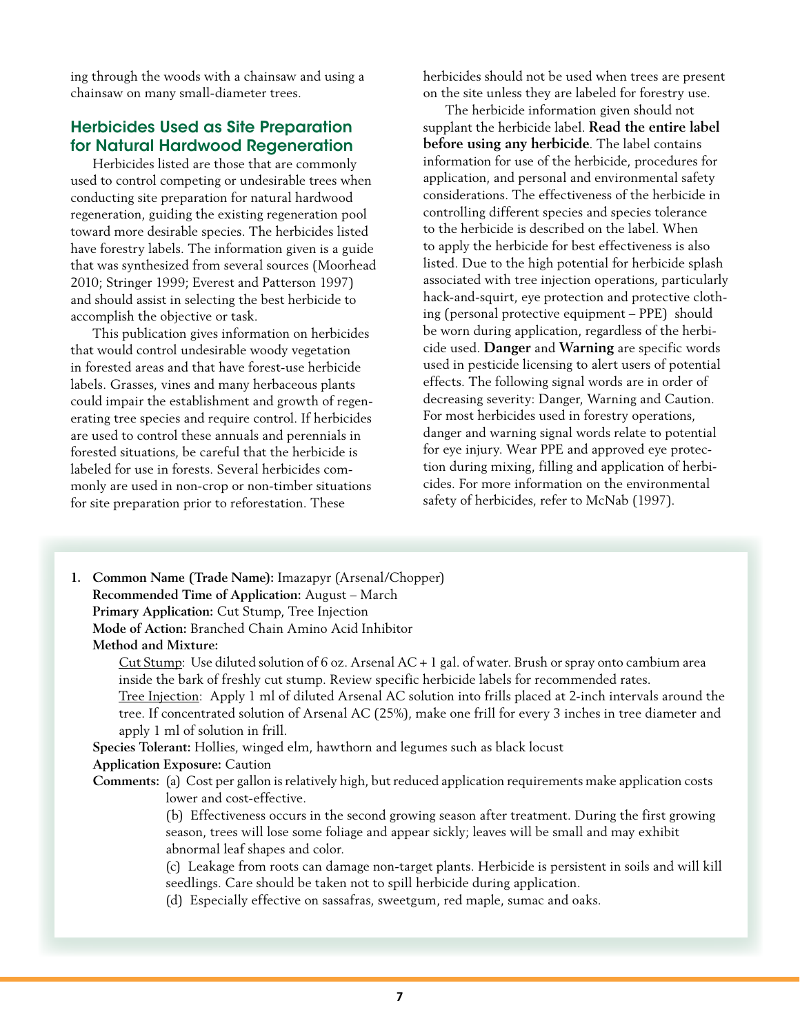ing through the woods with a chainsaw and using a chainsaw on many small-diameter trees.

## Herbicides Used as Site Preparation for Natural Hardwood Regeneration

Herbicides listed are those that are commonly used to control competing or undesirable trees when conducting site preparation for natural hardwood regeneration, guiding the existing regeneration pool toward more desirable species. The herbicides listed have forestry labels. The information given is a guide that was synthesized from several sources (Moorhead 2010; Stringer 1999; Everest and Patterson 1997) and should assist in selecting the best herbicide to accomplish the objective or task.

This publication gives information on herbicides that would control undesirable woody vegetation in forested areas and that have forest-use herbicide labels. Grasses, vines and many herbaceous plants could impair the establishment and growth of regenerating tree species and require control. If herbicides are used to control these annuals and perennials in forested situations, be careful that the herbicide is labeled for use in forests. Several herbicides commonly are used in non-crop or non-timber situations for site preparation prior to reforestation. These herbicides should not be used when trees are present on the site unless they are labeled for forestry use.

The herbicide information given should not supplant the herbicide label. **Read the entire label before using any herbicide**. The label contains information for use of the herbicide, procedures for application, and personal and environmental safety considerations. The effectiveness of the herbicide in controlling different species and species tolerance to the herbicide is described on the label. When to apply the herbicide for best effectiveness is also listed. Due to the high potential for herbicide splash associated with tree injection operations, particularly hack-and-squirt, eye protection and protective clothing (personal protective equipment – PPE) should be worn during application, regardless of the herbicide used. **Danger** and **Warning** are specific words used in pesticide licensing to alert users of potential effects. The following signal words are in order of decreasing severity: Danger, Warning and Caution. For most herbicides used in forestry operations, danger and warning signal words relate to potential for eye injury. Wear PPE and approved eye protection during mixing, filling and application of herbicides. For more information on the environmental safety of herbicides, refer to McNab (1997).

1. **Common Name (Trade Name):** Imazapyr (Arsenal/Chopper)
   **Recommended Time of Application:** August – March
   **Primary Application:** Cut Stump, Tree Injection
   **Mode of Action:** Branched Chain Amino Acid Inhibitor
   **Method and Mixture:**
   
   Cut Stump: Use diluted solution of 6 oz. Arsenal AC + 1 gal. of water. Brush or spray onto cambium area inside the bark of freshly cut stump. Review specific herbicide labels for recommended rates.
   
   Tree Injection: Apply 1 ml of diluted Arsenal AC solution into frills placed at 2-inch intervals around the tree. If concentrated solution of Arsenal AC (25%), make one frill for every 3 inches in tree diameter and apply 1 ml of solution in frill.
   
   **Species Tolerant:** Hollies, winged elm, hawthorn and legumes such as black locust
   **Application Exposure:** Caution
   **Comments:** (a) Cost per gallon is relatively high, but reduced application requirements make application costs lower and cost-effective.
   
   (b) Effectiveness occurs in the second growing season after treatment. During the first growing season, trees will lose some foliage and appear sickly; leaves will be small and may exhibit abnormal leaf shapes and color.
   
   (c) Leakage from roots can damage non-target plants. Herbicide is persistent in soils and will kill seedlings. Care should be taken not to spill herbicide during application.
   
   (d) Especially effective on sassafras, sweetgum, red maple, sumac and oaks.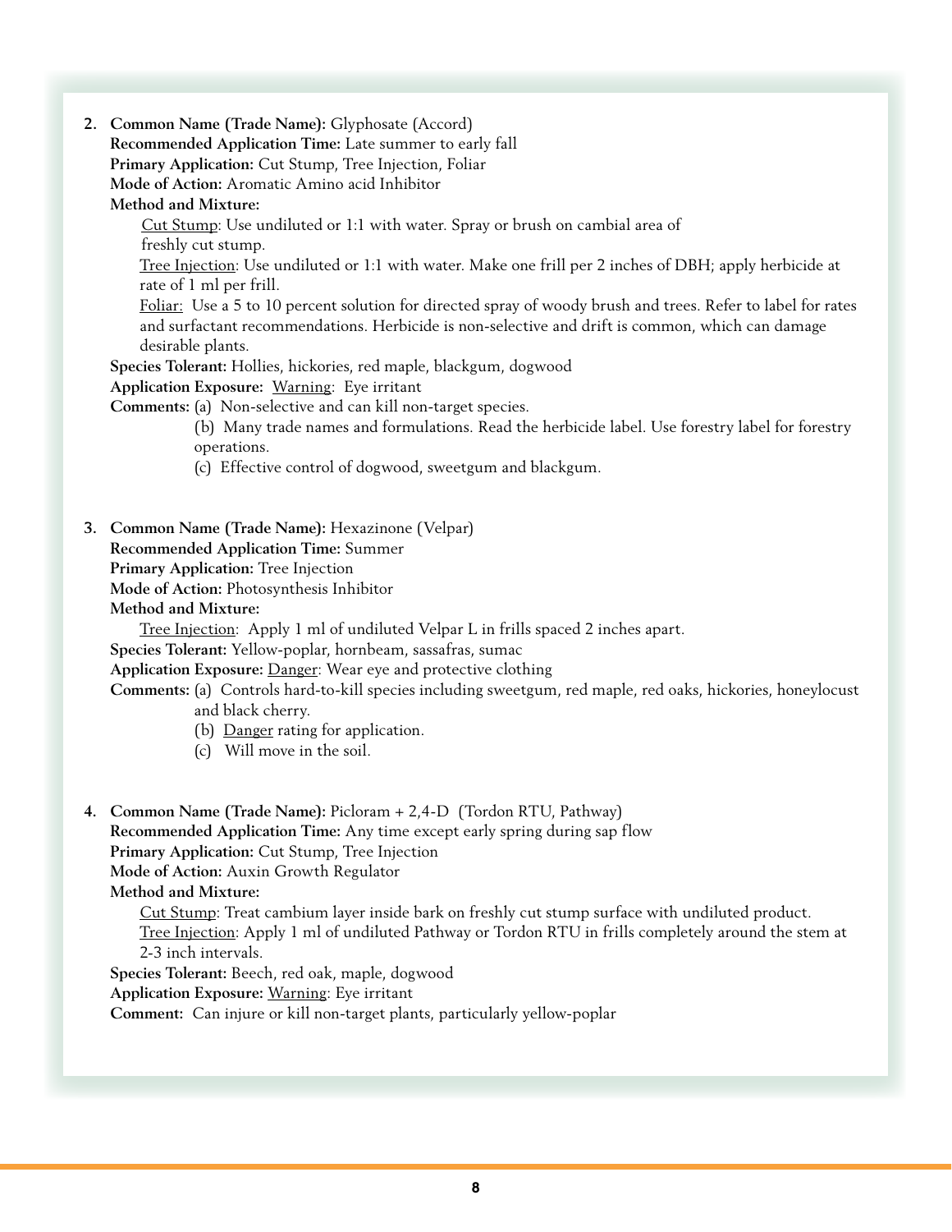2. **Common Name (Trade Name):** Glyphosate (Accord)
   **Recommended Application Time:** Late summer to early fall
   **Primary Application:** Cut Stump, Tree Injection, Foliar
   **Mode of Action:** Aromatic Amino acid Inhibitor
   **Method and Mixture:**
   
   Cut Stump: Use undiluted or 1:1 with water. Spray or brush on cambial area of freshly cut stump.
   
   Tree Injection: Use undiluted or 1:1 with water. Make one frill per 2 inches of DBH; apply herbicide at rate of 1 ml per frill.
   
   Foliar: Use a 5 to 10 percent solution for directed spray of woody brush and trees. Refer to label for rates and surfactant recommendations. Herbicide is non-selective and drift is common, which can damage desirable plants.
   
   **Species Tolerant:** Hollies, hickories, red maple, blackgum, dogwood
   **Application Exposure:** Warning: Eye irritant
   **Comments:** (a) Non-selective and can kill non-target species.
   (b) Many trade names and formulations. Read the herbicide label. Use forestry label for forestry operations.
   (c) Effective control of dogwood, sweetgum and blackgum.

3. **Common Name (Trade Name):** Hexazinone (Velpar)
   **Recommended Application Time:** Summer
   **Primary Application:** Tree Injection
   **Mode of Action:** Photosynthesis Inhibitor
   **Method and Mixture:**
   
   Tree Injection: Apply 1 ml of undiluted Velpar L in frills spaced 2 inches apart.
   
   **Species Tolerant:** Yellow-poplar, hornbeam, sassafras, sumac
   **Application Exposure:** Danger: Wear eye and protective clothing
   **Comments:** (a) Controls hard-to-kill species including sweetgum, red maple, red oaks, hickories, honeylocust and black cherry.
   (b) Danger rating for application.
   (c) Will move in the soil.

4. **Common Name (Trade Name):** Picloram + 2,4-D (Tordon RTU, Pathway)
   **Recommended Application Time:** Any time except early spring during sap flow
   **Primary Application:** Cut Stump, Tree Injection
   **Mode of Action:** Auxin Growth Regulator
   **Method and Mixture:**
   
   Cut Stump: Treat cambium layer inside bark on freshly cut stump surface with undiluted product.
   
   Tree Injection: Apply 1 ml of undiluted Pathway or Tordon RTU in frills completely around the stem at 2-3 inch intervals.
   
   **Species Tolerant:** Beech, red oak, maple, dogwood
   **Application Exposure:** Warning: Eye irritant
   **Comment:** Can injure or kill non-target plants, particularly yellow-poplar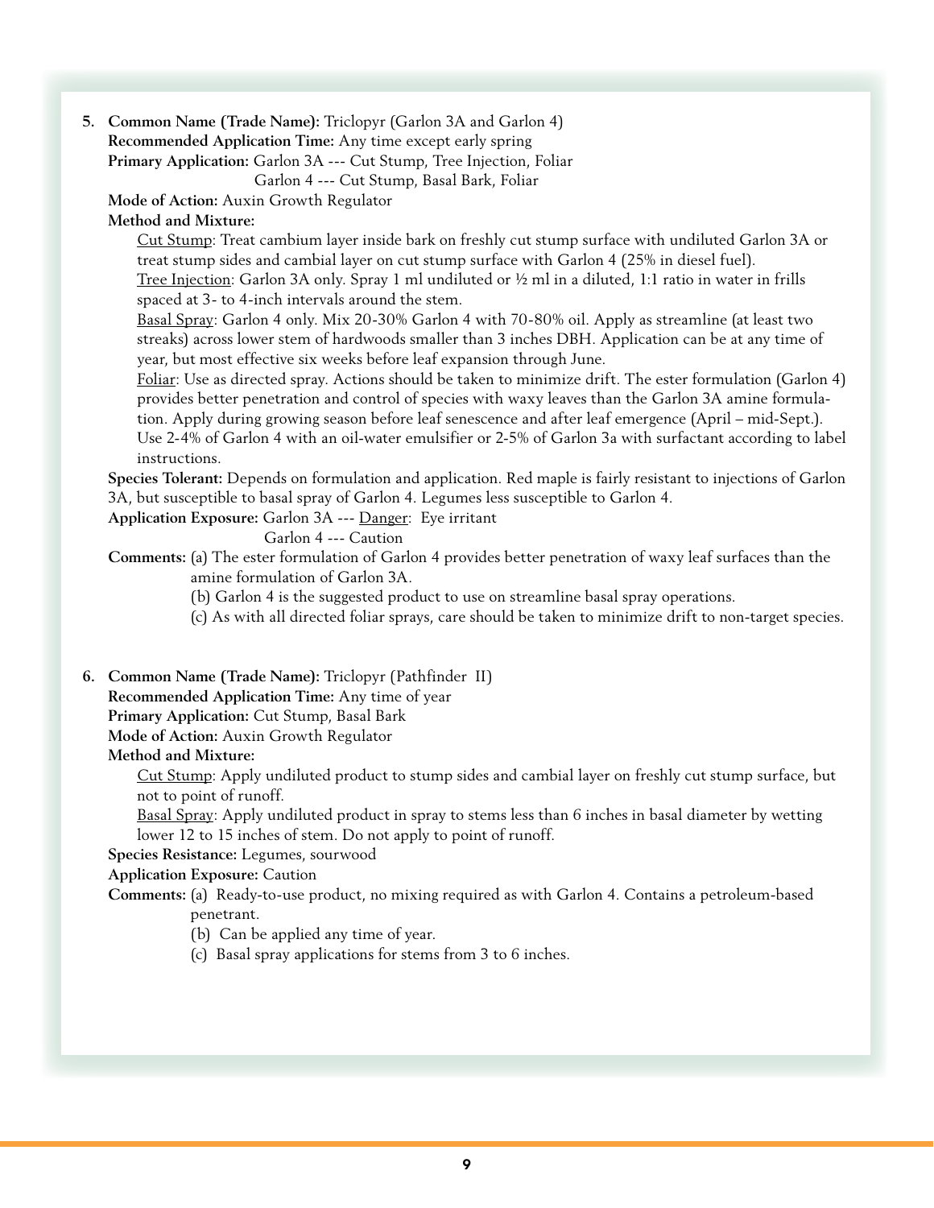5. **Common Name (Trade Name):** Triclopyr (Garlon 3A and Garlon 4)
   **Recommended Application Time:** Any time except early spring
   **Primary Application:** Garlon 3A --- Cut Stump, Tree Injection, Foliar
   Garlon 4 --- Cut Stump, Basal Bark, Foliar
   **Mode of Action:** Auxin Growth Regulator
   **Method and Mixture:**

   Cut Stump: Treat cambium layer inside bark on freshly cut stump surface with undiluted Garlon 3A or treat stump sides and cambial layer on cut stump surface with Garlon 4 (25% in diesel fuel).

   Tree Injection: Garlon 3A only. Spray 1 ml undiluted or ½ ml in a diluted, 1:1 ratio in water in frills spaced at 3- to 4-inch intervals around the stem.

   Basal Spray: Garlon 4 only. Mix 20-30% Garlon 4 with 70-80% oil. Apply as streamline (at least two streaks) across lower stem of hardwoods smaller than 3 inches DBH. Application can be at any time of year, but most effective six weeks before leaf expansion through June.

   Foliar: Use as directed spray. Actions should be taken to minimize drift. The ester formulation (Garlon 4) provides better penetration and control of species with waxy leaves than the Garlon 3A amine formulation. Apply during growing season before leaf senescence and after leaf emergence (April – mid-Sept.). Use 2-4% of Garlon 4 with an oil-water emulsifier or 2-5% of Garlon 3a with surfactant according to label instructions.

   **Species Tolerant:** Depends on formulation and application. Red maple is fairly resistant to injections of Garlon 3A, but susceptible to basal spray of Garlon 4. Legumes less susceptible to Garlon 4.
   **Application Exposure:** Garlon 3A --- Danger: Eye irritant
   Garlon 4 --- Caution
   **Comments:** (a) The ester formulation of Garlon 4 provides better penetration of waxy leaf surfaces than the amine formulation of Garlon 3A.
   (b) Garlon 4 is the suggested product to use on streamline basal spray operations.
   (c) As with all directed foliar sprays, care should be taken to minimize drift to non-target species.

6. **Common Name (Trade Name):** Triclopyr (Pathfinder II)
   **Recommended Application Time:** Any time of year
   **Primary Application:** Cut Stump, Basal Bark
   **Mode of Action:** Auxin Growth Regulator
   **Method and Mixture:**

   Cut Stump: Apply undiluted product to stump sides and cambial layer on freshly cut stump surface, but not to point of runoff.

   Basal Spray: Apply undiluted product in spray to stems less than 6 inches in basal diameter by wetting lower 12 to 15 inches of stem. Do not apply to point of runoff.

   **Species Resistance:** Legumes, sourwood
   **Application Exposure:** Caution
   **Comments:** (a) Ready-to-use product, no mixing required as with Garlon 4. Contains a petroleum-based penetrant.
   (b) Can be applied any time of year.
   (c) Basal spray applications for stems from 3 to 6 inches.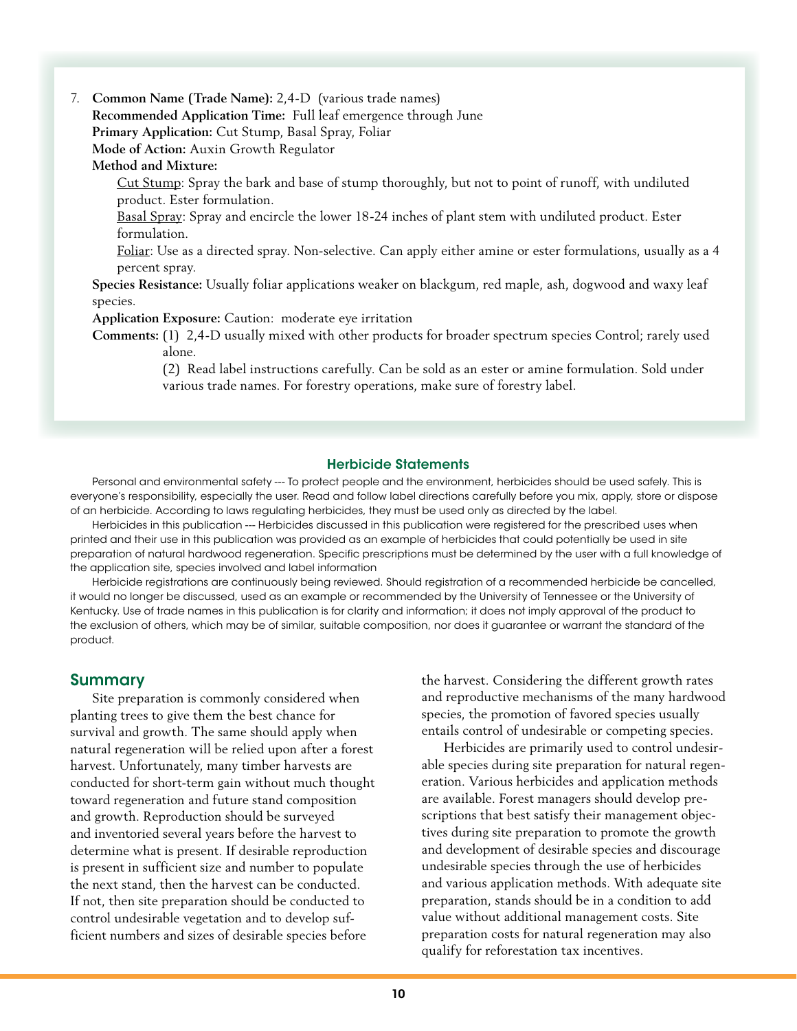7. **Common Name (Trade Name):** 2,4-D (various trade names)
   **Recommended Application Time:** Full leaf emergence through June
   **Primary Application:** Cut Stump, Basal Spray, Foliar
   **Mode of Action:** Auxin Growth Regulator
   **Method and Mixture:**
   Cut Stump: Spray the bark and base of stump thoroughly, but not to point of runoff, with undiluted product. Ester formulation.
   Basal Spray: Spray and encircle the lower 18-24 inches of plant stem with undiluted product. Ester formulation.
   Foliar: Use as a directed spray. Non-selective. Can apply either amine or ester formulations, usually as a 4 percent spray.
   **Species Resistance:** Usually foliar applications weaker on blackgum, red maple, ash, dogwood and waxy leaf species.
   **Application Exposure:** Caution: moderate eye irritation
   **Comments:** (1) 2,4-D usually mixed with other products for broader spectrum species Control; rarely used alone.
   (2) Read label instructions carefully. Can be sold as an ester or amine formulation. Sold under various trade names. For forestry operations, make sure of forestry label.

### Herbicide Statements

Personal and environmental safety --- To protect people and the environment, herbicides should be used safely. This is everyone's responsibility, especially the user. Read and follow label directions carefully before you mix, apply, store or dispose of an herbicide. According to laws regulating herbicides, they must be used only as directed by the label.

Herbicides in this publication --- Herbicides discussed in this publication were registered for the prescribed uses when printed and their use in this publication was provided as an example of herbicides that could potentially be used in site preparation of natural hardwood regeneration. Specific prescriptions must be determined by the user with a full knowledge of the application site, species involved and label information

Herbicide registrations are continuously being reviewed. Should registration of a recommended herbicide be cancelled, it would no longer be discussed, used as an example or recommended by the University of Tennessee or the University of Kentucky. Use of trade names in this publication is for clarity and information; it does not imply approval of the product to the exclusion of others, which may be of similar, suitable composition, nor does it guarantee or warrant the standard of the product.

## Summary

Site preparation is commonly considered when planting trees to give them the best chance for survival and growth. The same should apply when natural regeneration will be relied upon after a forest harvest. Unfortunately, many timber harvests are conducted for short-term gain without much thought toward regeneration and future stand composition and growth. Reproduction should be surveyed and inventoried several years before the harvest to determine what is present. If desirable reproduction is present in sufficient size and number to populate the next stand, then the harvest can be conducted. If not, then site preparation should be conducted to control undesirable vegetation and to develop sufficient numbers and sizes of desirable species before the harvest. Considering the different growth rates and reproductive mechanisms of the many hardwood species, the promotion of favored species usually entails control of undesirable or competing species.

Herbicides are primarily used to control undesirable species during site preparation for natural regeneration. Various herbicides and application methods are available. Forest managers should develop prescriptions that best satisfy their management objectives during site preparation to promote the growth and development of desirable species and discourage undesirable species through the use of herbicides and various application methods. With adequate site preparation, stands should be in a condition to add value without additional management costs. Site preparation costs for natural regeneration may also qualify for reforestation tax incentives.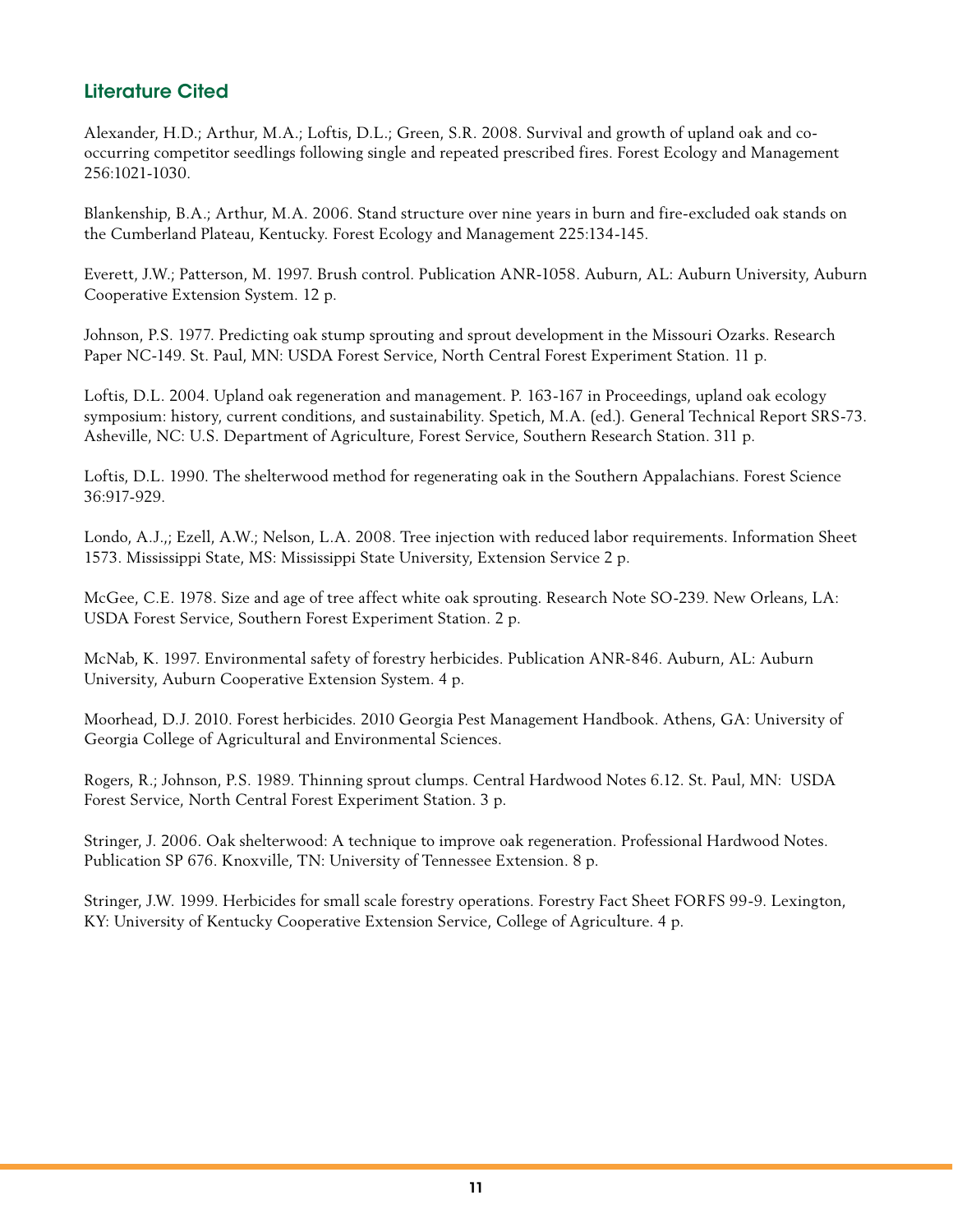## Literature Cited

Alexander, H.D.; Arthur, M.A.; Loftis, D.L.; Green, S.R. 2008. Survival and growth of upland oak and co-occurring competitor seedlings following single and repeated prescribed fires. Forest Ecology and Management 256:1021-1030.

Blankenship, B.A.; Arthur, M.A. 2006. Stand structure over nine years in burn and fire-excluded oak stands on the Cumberland Plateau, Kentucky. Forest Ecology and Management 225:134-145.

Everett, J.W.; Patterson, M. 1997. Brush control. Publication ANR-1058. Auburn, AL: Auburn University, Auburn Cooperative Extension System. 12 p.

Johnson, P.S. 1977. Predicting oak stump sprouting and sprout development in the Missouri Ozarks. Research Paper NC-149. St. Paul, MN: USDA Forest Service, North Central Forest Experiment Station. 11 p.

Loftis, D.L. 2004. Upland oak regeneration and management. P. 163-167 in Proceedings, upland oak ecology symposium: history, current conditions, and sustainability. Spetich, M.A. (ed.). General Technical Report SRS-73. Asheville, NC: U.S. Department of Agriculture, Forest Service, Southern Research Station. 311 p.

Loftis, D.L. 1990. The shelterwood method for regenerating oak in the Southern Appalachians. Forest Science 36:917-929.

Londo, A.J.,; Ezell, A.W.; Nelson, L.A. 2008. Tree injection with reduced labor requirements. Information Sheet 1573. Mississippi State, MS: Mississippi State University, Extension Service 2 p.

McGee, C.E. 1978. Size and age of tree affect white oak sprouting. Research Note SO-239. New Orleans, LA: USDA Forest Service, Southern Forest Experiment Station. 2 p.

McNab, K. 1997. Environmental safety of forestry herbicides. Publication ANR-846. Auburn, AL: Auburn University, Auburn Cooperative Extension System. 4 p.

Moorhead, D.J. 2010. Forest herbicides. 2010 Georgia Pest Management Handbook. Athens, GA: University of Georgia College of Agricultural and Environmental Sciences.

Rogers, R.; Johnson, P.S. 1989. Thinning sprout clumps. Central Hardwood Notes 6.12. St. Paul, MN: USDA Forest Service, North Central Forest Experiment Station. 3 p.

Stringer, J. 2006. Oak shelterwood: A technique to improve oak regeneration. Professional Hardwood Notes. Publication SP 676. Knoxville, TN: University of Tennessee Extension. 8 p.

Stringer, J.W. 1999. Herbicides for small scale forestry operations. Forestry Fact Sheet FORFS 99-9. Lexington, KY: University of Kentucky Cooperative Extension Service, College of Agriculture. 4 p.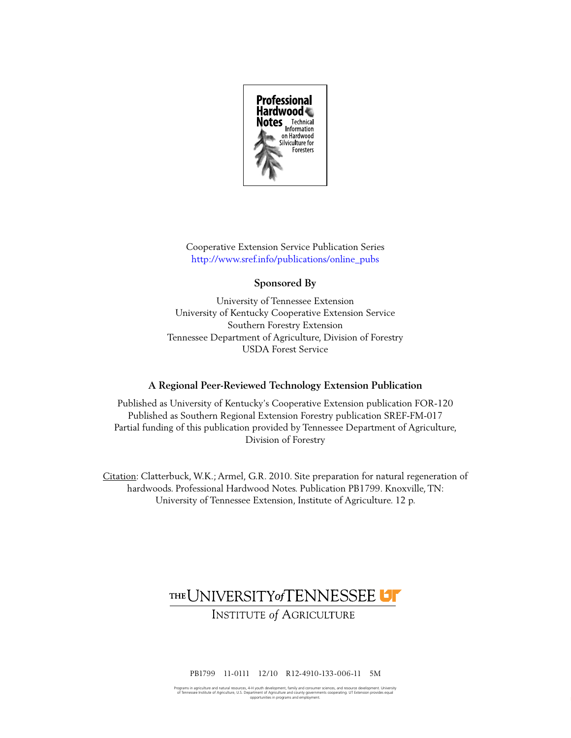**Professional Hardwood Notes** Technical Information on Hardwood Silviculture for Foresters

Cooperative Extension Service Publication Series
http://www.sref.info/publications/online_pubs

**Sponsored By**

University of Tennessee Extension
University of Kentucky Cooperative Extension Service
Southern Forestry Extension
Tennessee Department of Agriculture, Division of Forestry
USDA Forest Service

**A Regional Peer-Reviewed Technology Extension Publication**

Published as University of Kentucky's Cooperative Extension publication FOR-120
Published as Southern Regional Extension Forestry publication SREF-FM-017
Partial funding of this publication provided by Tennessee Department of Agriculture, Division of Forestry

Citation: Clatterbuck, W.K.; Armel, G.R. 2010. Site preparation for natural regeneration of hardwoods. Professional Hardwood Notes. Publication PB1799. Knoxville, TN: University of Tennessee Extension, Institute of Agriculture. 12 p.

THE UNIVERSITY of TENNESSEE UT
INSTITUTE of AGRICULTURE

PB1799 11-0111 12/10 R12-4910-133-006-11 5M

Programs in agriculture and natural resources, 4-H youth development, family and consumer sciences, and resource development. University of Tennessee Institute of Agriculture, U.S. Department of Agriculture and county governments cooperating. UT Extension provides equal opportunities in programs and employment.